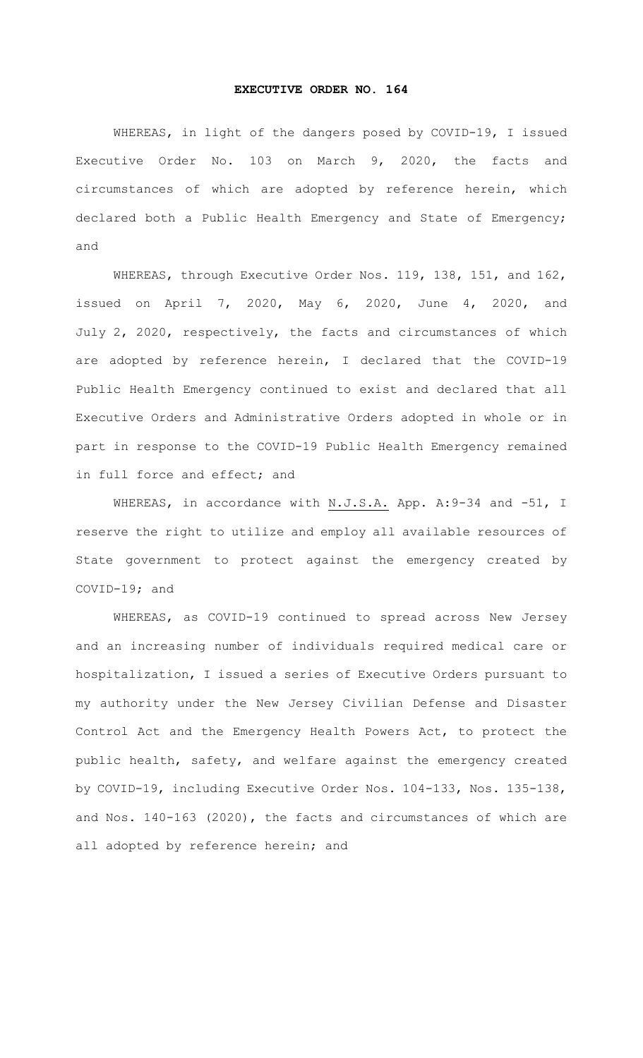# EXECUTIVE ORDER NO. 164

WHEREAS, in light of the dangers posed by COVID-19, I issued Executive Order No. 103 on March 9, 2020, the facts and circumstances of which are adopted by reference herein, which declared both a Public Health Emergency and State of Emergency; and

WHEREAS, through Executive Order Nos. 119, 138, 151, and 162, issued on April 7, 2020, May 6, 2020, June 4, 2020, and July 2, 2020, respectively, the facts and circumstances of which are adopted by reference herein, I declared that the COVID-19 Public Health Emergency continued to exist and declared that all Executive Orders and Administrative Orders adopted in whole or in part in response to the COVID-19 Public Health Emergency remained in full force and effect; and

WHEREAS, in accordance with N.J.S.A. App. A:9-34 and -51, I reserve the right to utilize and employ all available resources of State government to protect against the emergency created by COVID-19; and

WHEREAS, as COVID-19 continued to spread across New Jersey and an increasing number of individuals required medical care or hospitalization, I issued a series of Executive Orders pursuant to my authority under the New Jersey Civilian Defense and Disaster Control Act and the Emergency Health Powers Act, to protect the public health, safety, and welfare against the emergency created by COVID-19, including Executive Order Nos. 104-133, Nos. 135-138, and Nos. 140-163 (2020), the facts and circumstances of which are all adopted by reference herein; and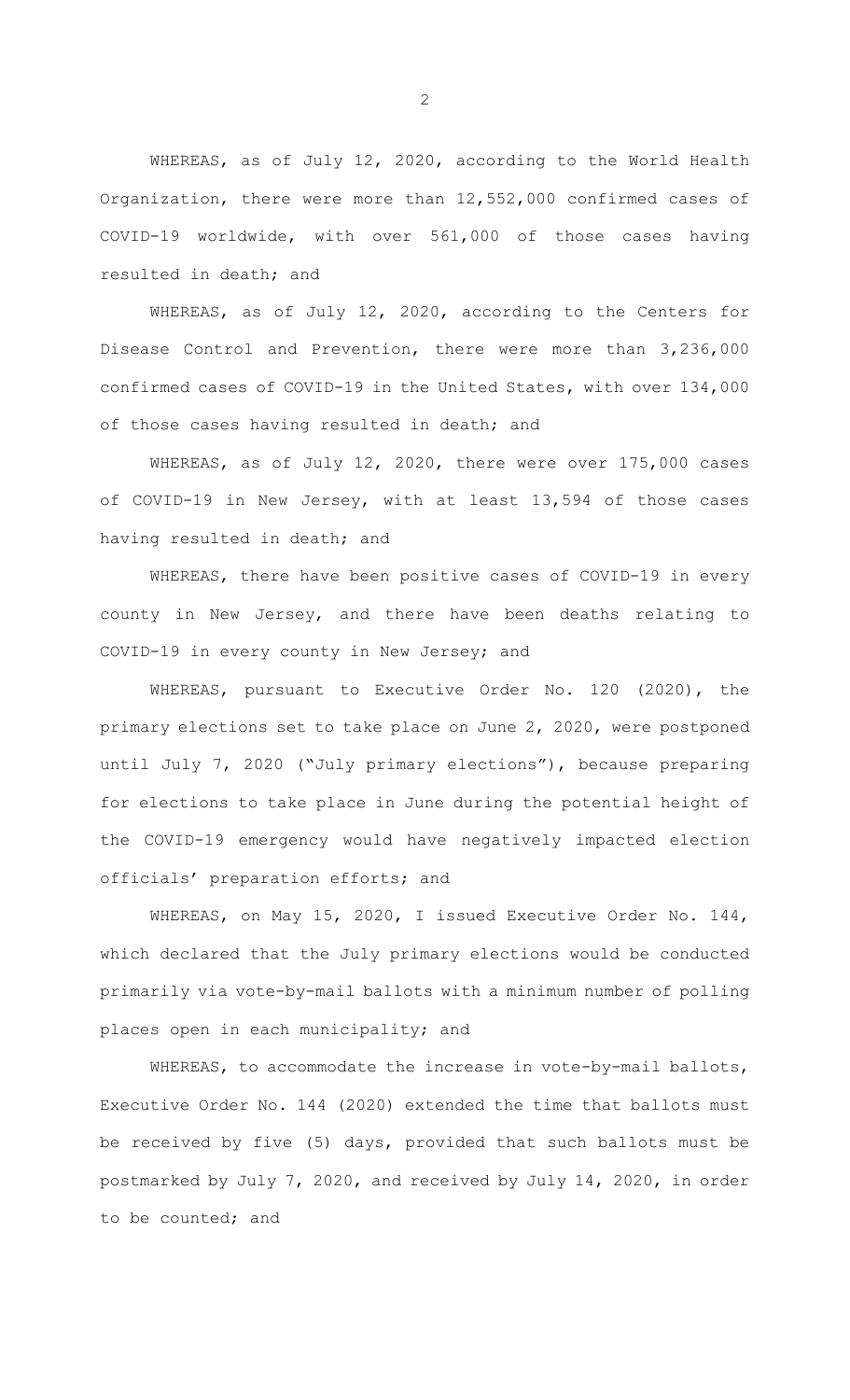WHEREAS, as of July 12, 2020, according to the World Health Organization, there were more than 12,552,000 confirmed cases of COVID-19 worldwide, with over 561,000 of those cases having resulted in death; and

WHEREAS, as of July 12, 2020, according to the Centers for Disease Control and Prevention, there were more than 3,236,000 confirmed cases of COVID-19 in the United States, with over 134,000 of those cases having resulted in death; and

WHEREAS, as of July 12, 2020, there were over 175,000 cases of COVID-19 in New Jersey, with at least 13,594 of those cases having resulted in death; and

WHEREAS, there have been positive cases of COVID-19 in every county in New Jersey, and there have been deaths relating to COVID-19 in every county in New Jersey; and

WHEREAS, pursuant to Executive Order No. 120 (2020), the primary elections set to take place on June 2, 2020, were postponed until July 7, 2020 ("July primary elections"), because preparing for elections to take place in June during the potential height of the COVID-19 emergency would have negatively impacted election officials' preparation efforts; and

WHEREAS, on May 15, 2020, I issued Executive Order No. 144, which declared that the July primary elections would be conducted primarily via vote-by-mail ballots with a minimum number of polling places open in each municipality; and

WHEREAS, to accommodate the increase in vote-by-mail ballots, Executive Order No. 144 (2020) extended the time that ballots must be received by five (5) days, provided that such ballots must be postmarked by July 7, 2020, and received by July 14, 2020, in order to be counted; and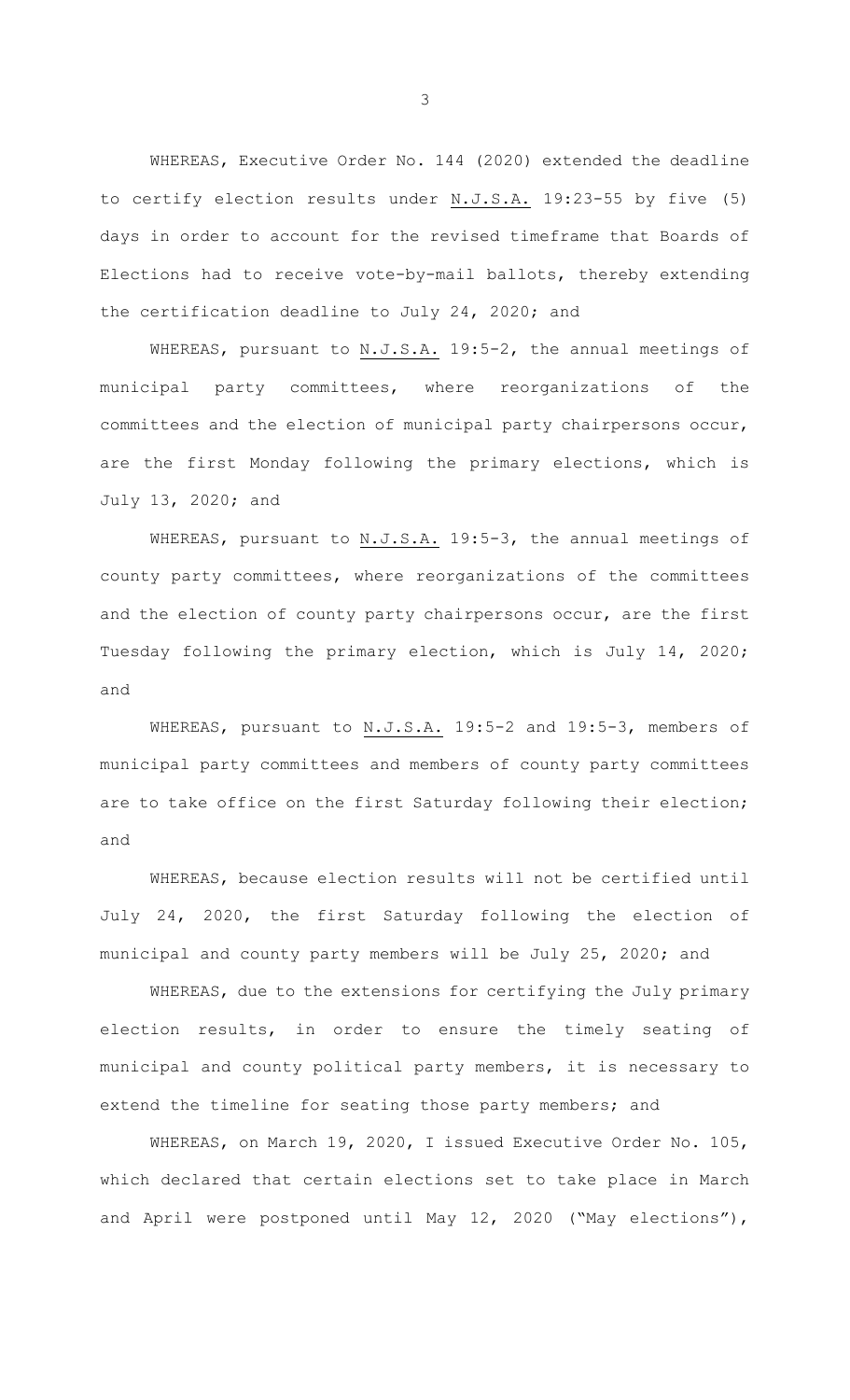WHEREAS, Executive Order No. 144 (2020) extended the deadline to certify election results under N.J.S.A. 19:23-55 by five (5) days in order to account for the revised timeframe that Boards of Elections had to receive vote-by-mail ballots, thereby extending the certification deadline to July 24, 2020; and

WHEREAS, pursuant to N.J.S.A. 19:5-2, the annual meetings of municipal party committees, where reorganizations of the committees and the election of municipal party chairpersons occur, are the first Monday following the primary elections, which is July 13, 2020; and

WHEREAS, pursuant to N.J.S.A. 19:5-3, the annual meetings of county party committees, where reorganizations of the committees and the election of county party chairpersons occur, are the first Tuesday following the primary election, which is July 14, 2020; and

WHEREAS, pursuant to N.J.S.A. 19:5-2 and 19:5-3, members of municipal party committees and members of county party committees are to take office on the first Saturday following their election; and

WHEREAS, because election results will not be certified until July 24, 2020, the first Saturday following the election of municipal and county party members will be July 25, 2020; and

WHEREAS, due to the extensions for certifying the July primary election results, in order to ensure the timely seating of municipal and county political party members, it is necessary to extend the timeline for seating those party members; and

WHEREAS, on March 19, 2020, I issued Executive Order No. 105, which declared that certain elections set to take place in March and April were postponed until May 12, 2020 ("May elections"),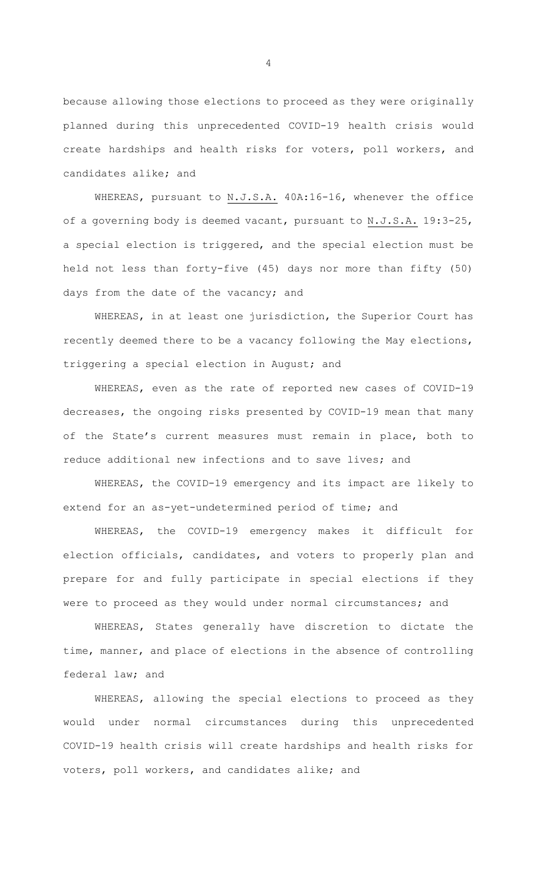because allowing those elections to proceed as they were originally planned during this unprecedented COVID-19 health crisis would create hardships and health risks for voters, poll workers, and candidates alike; and

WHEREAS, pursuant to N.J.S.A. 40A:16-16, whenever the office of a governing body is deemed vacant, pursuant to N.J.S.A. 19:3-25, a special election is triggered, and the special election must be held not less than forty-five (45) days nor more than fifty (50) days from the date of the vacancy; and

WHEREAS, in at least one jurisdiction, the Superior Court has recently deemed there to be a vacancy following the May elections, triggering a special election in August; and

WHEREAS, even as the rate of reported new cases of COVID-19 decreases, the ongoing risks presented by COVID-19 mean that many of the State's current measures must remain in place, both to reduce additional new infections and to save lives; and

WHEREAS, the COVID-19 emergency and its impact are likely to extend for an as-yet-undetermined period of time; and

WHEREAS, the COVID-19 emergency makes it difficult for election officials, candidates, and voters to properly plan and prepare for and fully participate in special elections if they were to proceed as they would under normal circumstances; and

WHEREAS, States generally have discretion to dictate the time, manner, and place of elections in the absence of controlling federal law; and

WHEREAS, allowing the special elections to proceed as they would under normal circumstances during this unprecedented COVID-19 health crisis will create hardships and health risks for voters, poll workers, and candidates alike; and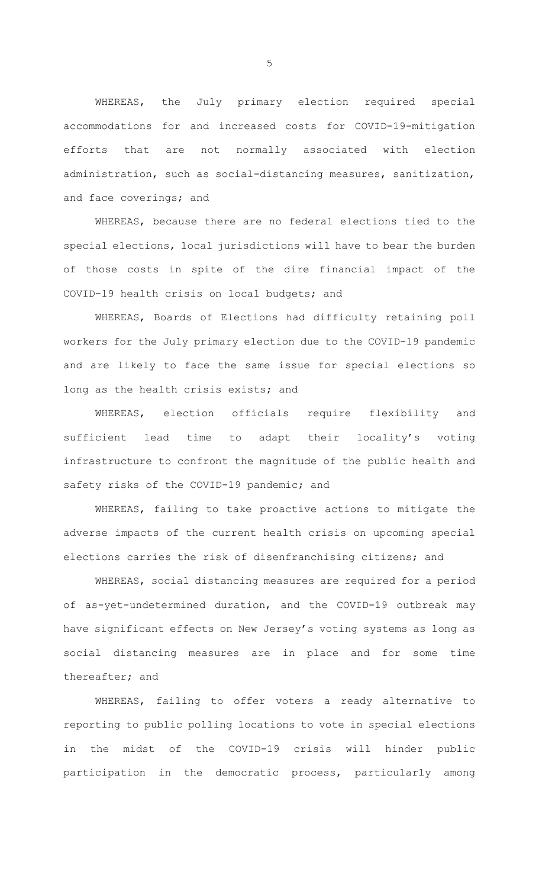WHEREAS, the July primary election required special accommodations for and increased costs for COVID-19-mitigation efforts that are not normally associated with election administration, such as social-distancing measures, sanitization, and face coverings; and

WHEREAS, because there are no federal elections tied to the special elections, local jurisdictions will have to bear the burden of those costs in spite of the dire financial impact of the COVID-19 health crisis on local budgets; and

WHEREAS, Boards of Elections had difficulty retaining poll workers for the July primary election due to the COVID-19 pandemic and are likely to face the same issue for special elections so long as the health crisis exists; and

WHEREAS, election officials require flexibility and sufficient lead time to adapt their locality's voting infrastructure to confront the magnitude of the public health and safety risks of the COVID-19 pandemic; and

WHEREAS, failing to take proactive actions to mitigate the adverse impacts of the current health crisis on upcoming special elections carries the risk of disenfranchising citizens; and

WHEREAS, social distancing measures are required for a period of as-yet-undetermined duration, and the COVID-19 outbreak may have significant effects on New Jersey's voting systems as long as social distancing measures are in place and for some time thereafter; and

WHEREAS, failing to offer voters a ready alternative to reporting to public polling locations to vote in special elections in the midst of the COVID-19 crisis will hinder public participation in the democratic process, particularly among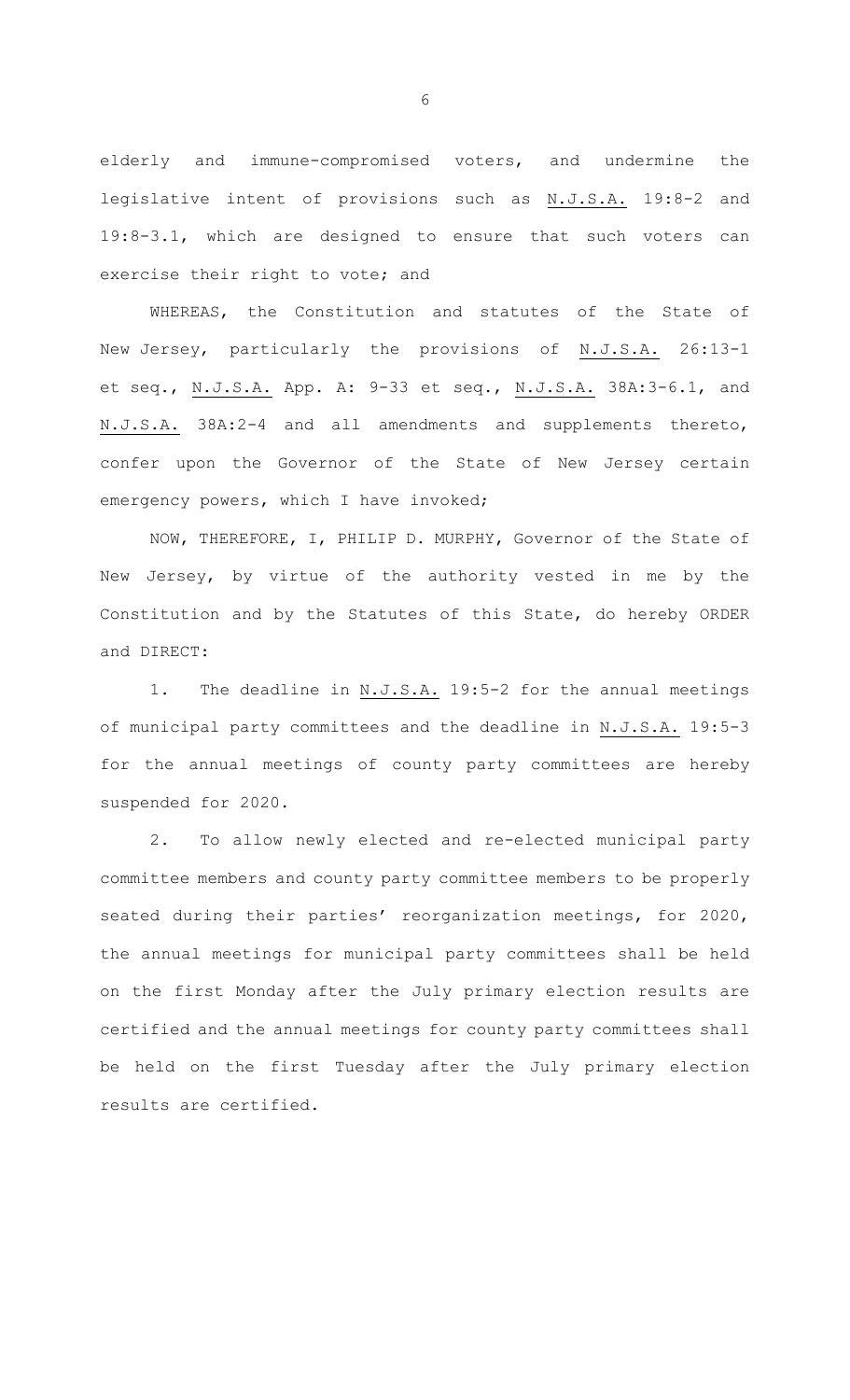elderly and immune-compromised voters, and undermine the legislative intent of provisions such as N.J.S.A. 19:8-2 and 19:8-3.1, which are designed to ensure that such voters can exercise their right to vote; and

WHEREAS, the Constitution and statutes of the State of New Jersey, particularly the provisions of N.J.S.A. 26:13-1 et seq., N.J.S.A. App. A: 9-33 et seq., N.J.S.A. 38A:3-6.1, and N.J.S.A. 38A:2-4 and all amendments and supplements thereto, confer upon the Governor of the State of New Jersey certain emergency powers, which I have invoked;

NOW, THEREFORE, I, PHILIP D. MURPHY, Governor of the State of New Jersey, by virtue of the authority vested in me by the Constitution and by the Statutes of this State, do hereby ORDER and DIRECT:

1. The deadline in N.J.S.A. 19:5-2 for the annual meetings of municipal party committees and the deadline in N.J.S.A. 19:5-3 for the annual meetings of county party committees are hereby suspended for 2020.

2. To allow newly elected and re-elected municipal party committee members and county party committee members to be properly seated during their parties' reorganization meetings, for 2020, the annual meetings for municipal party committees shall be held on the first Monday after the July primary election results are certified and the annual meetings for county party committees shall be held on the first Tuesday after the July primary election results are certified.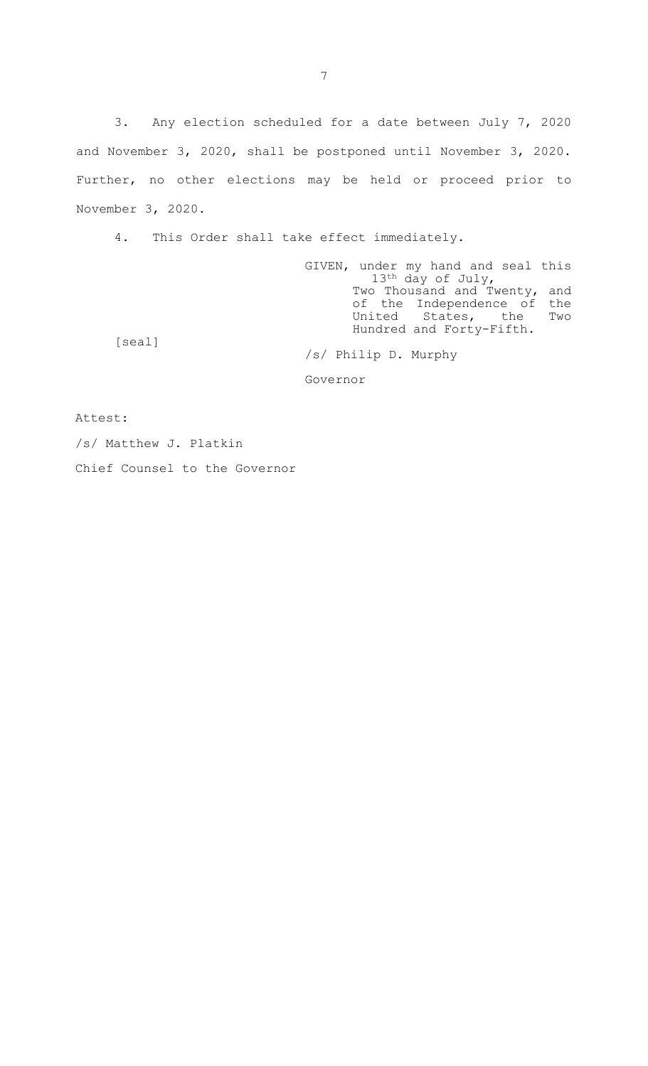3. Any election scheduled for a date between July 7, 2020 and November 3, 2020, shall be postponed until November 3, 2020. Further, no other elections may be held or proceed prior to November 3, 2020.

4. This Order shall take effect immediately.

GIVEN, under my hand and seal this 13th day of July, Two Thousand and Twenty, and of the Independence of the United States, the Two Hundred and Forty-Fifth.

[seal]

/s/ Philip D. Murphy

Governor

Attest:

/s/ Matthew J. Platkin

Chief Counsel to the Governor